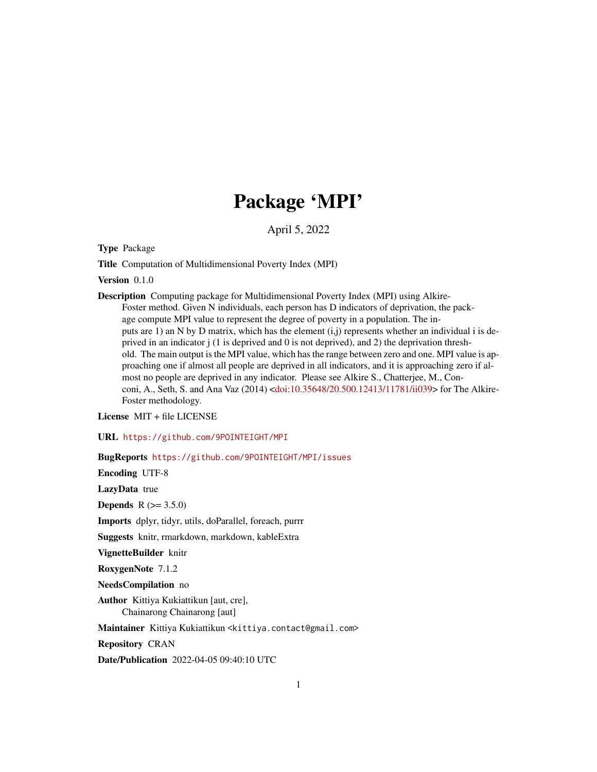# Package 'MPI'

April 5, 2022

**Type** Package

**Title** Computation of Multidimensional Poverty Index (MPI)

**Version** 0.1.0

**Description** Computing package for Multidimensional Poverty Index (MPI) using Alkire-Foster method. Given N individuals, each person has D indicators of deprivation, the package compute MPI value to represent the degree of poverty in a population. The inputs are 1) an N by D matrix, which has the element (i,j) represents whether an individual i is deprived in an indicator j (1 is deprived and 0 is not deprived), and 2) the deprivation threshold. The main output is the MPI value, which has the range between zero and one. MPI value is approaching one if almost all people are deprived in all indicators, and it is approaching zero if almost no people are deprived in any indicator. Please see Alkire S., Chatterjee, M., Conconi, A., Seth, S. and Ana Vaz (2014) <doi:10.35648/20.500.12413/11781/ii039> for The Alkire-Foster methodology.

**License** MIT + file LICENSE

**URL** https://github.com/9POINTEIGHT/MPI

**BugReports** https://github.com/9POINTEIGHT/MPI/issues

**Encoding** UTF-8

**LazyData** true

**Depends** R (>= 3.5.0)

**Imports** dplyr, tidyr, utils, doParallel, foreach, purrr

**Suggests** knitr, rmarkdown, markdown, kableExtra

**VignetteBuilder** knitr

**RoxygenNote** 7.1.2

**NeedsCompilation** no

**Author** Kittiya Kukiattikun [aut, cre],
Chainarong Chainarong [aut]

**Maintainer** Kittiya Kukiattikun <kittiya.contact@gmail.com>

**Repository** CRAN

**Date/Publication** 2022-04-05 09:40:10 UTC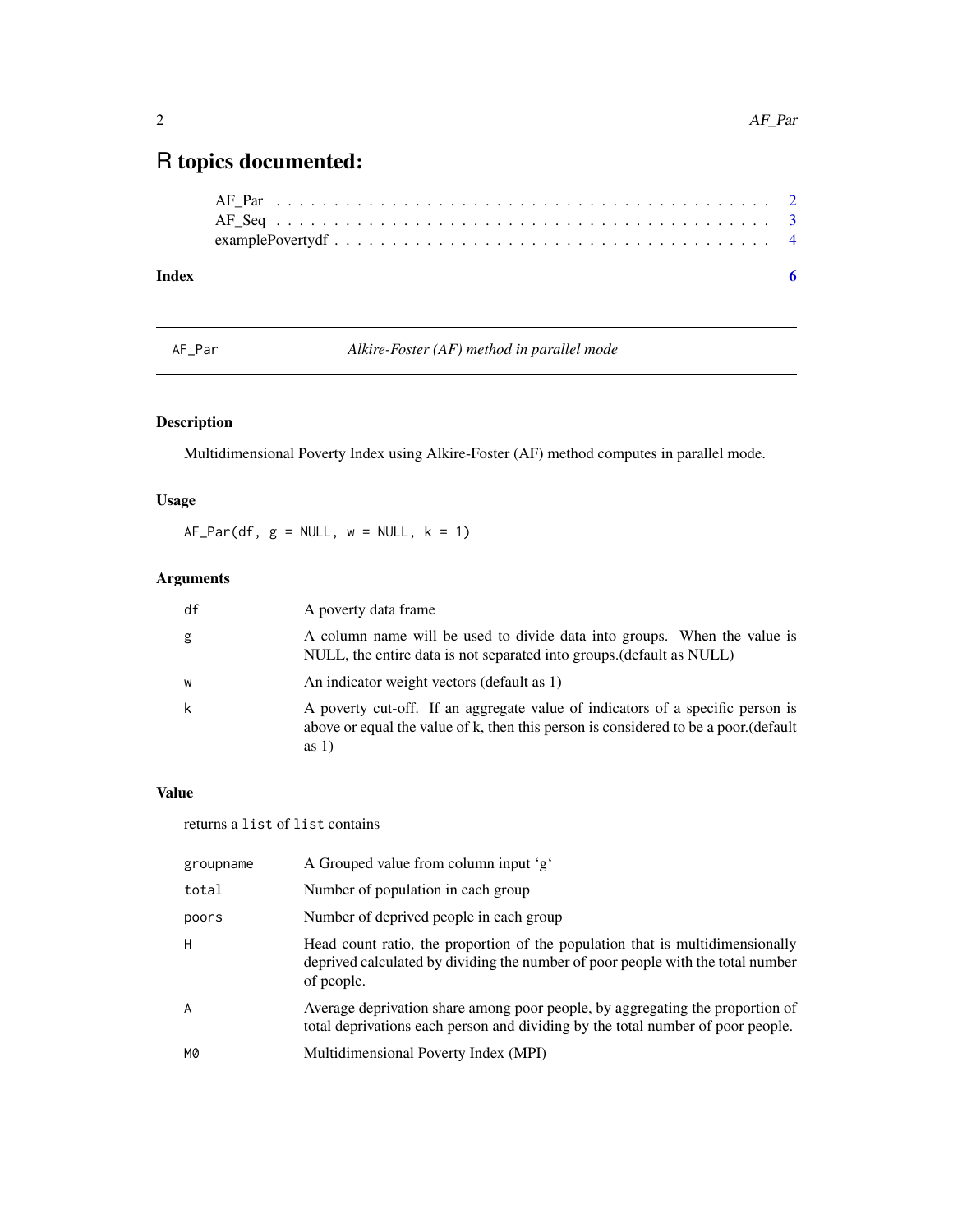# R topics documented:

AF_Par . . . . . . . . . . . . . . . . . . . . . . . . . . . . . . . . . . . . . . . . . . 2
AF_Seq . . . . . . . . . . . . . . . . . . . . . . . . . . . . . . . . . . . . . . . . . . 3
examplePovertydf . . . . . . . . . . . . . . . . . . . . . . . . . . . . . . . . . . . . 4

**Index** **6**

---

## AF_Par — *Alkire-Foster (AF) method in parallel mode*

---

### Description

Multidimensional Poverty Index using Alkire-Foster (AF) method computes in parallel mode.

### Usage

```
AF_Par(df, g = NULL, w = NULL, k = 1)
```

### Arguments

| | |
|---|---|
| `df` | A poverty data frame |
| `g` | A column name will be used to divide data into groups. When the value is NULL, the entire data is not separated into groups.(default as NULL) |
| `w` | An indicator weight vectors (default as 1) |
| `k` | A poverty cut-off. If an aggregate value of indicators of a specific person is above or equal the value of k, then this person is considered to be a poor.(default as 1) |

### Value

returns a `list` of `list` contains

| | |
|---|---|
| `groupname` | A Grouped value from column input 'g' |
| `total` | Number of population in each group |
| `poors` | Number of deprived people in each group |
| `H` | Head count ratio, the proportion of the population that is multidimensionally deprived calculated by dividing the number of poor people with the total number of people. |
| `A` | Average deprivation share among poor people, by aggregating the proportion of total deprivations each person and dividing by the total number of poor people. |
| `M0` | Multidimensional Poverty Index (MPI) |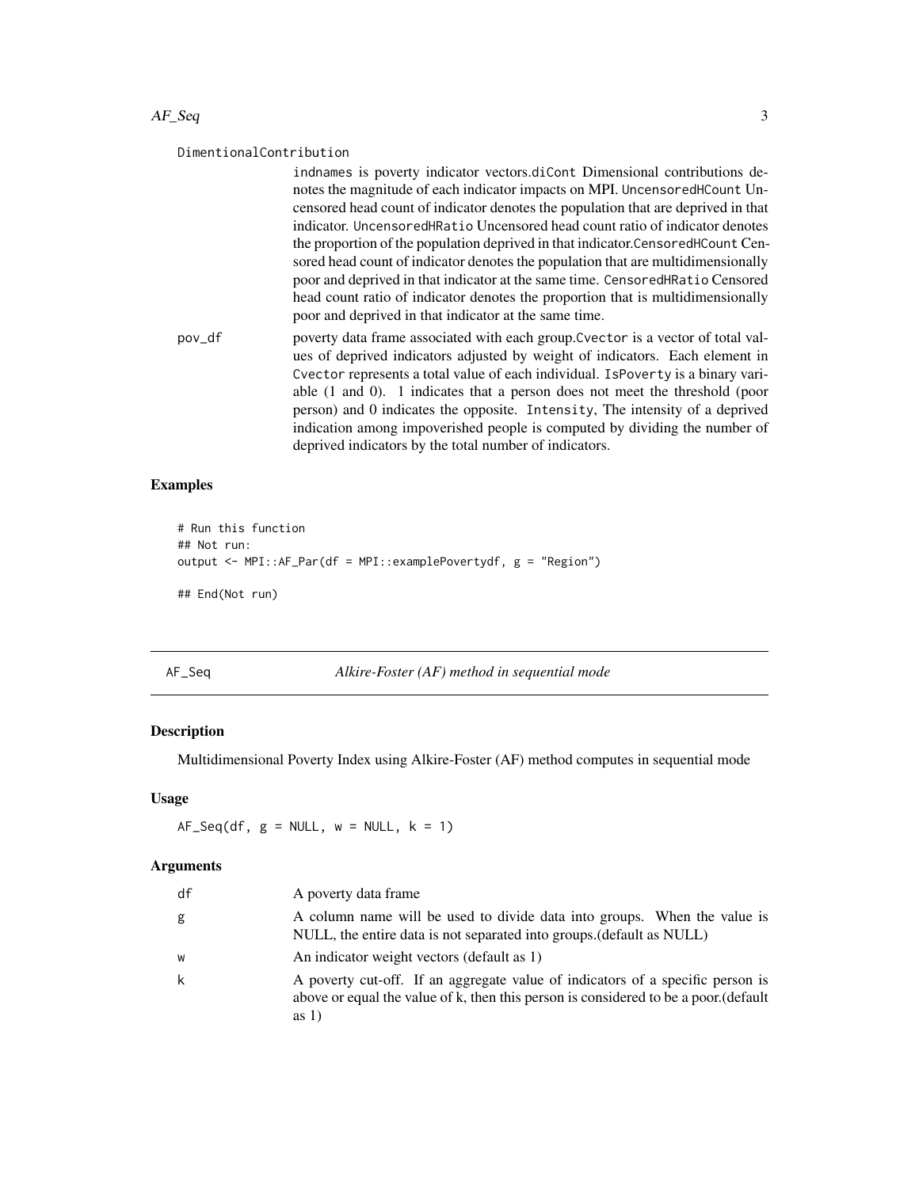DimentionalContribution

indnames is poverty indicator vectors.diCont Dimensional contributions denotes the magnitude of each indicator impacts on MPI. UncensoredHCount Uncensored head count of indicator denotes the population that are deprived in that indicator. UncensoredHRatio Uncensored head count ratio of indicator denotes the proportion of the population deprived in that indicator.CensoredHCount Censored head count of indicator denotes the population that are multidimensionally poor and deprived in that indicator at the same time. CensoredHRatio Censored head count ratio of indicator denotes the proportion that is multidimensionally poor and deprived in that indicator at the same time.

pov_df

poverty data frame associated with each group.Cvector is a vector of total values of deprived indicators adjusted by weight of indicators. Each element in Cvector represents a total value of each individual. IsPoverty is a binary variable (1 and 0). 1 indicates that a person does not meet the threshold (poor person) and 0 indicates the opposite. Intensity, The intensity of a deprived indication among impoverished people is computed by dividing the number of deprived indicators by the total number of indicators.

### Examples

```
# Run this function
## Not run:
output <- MPI::AF_Par(df = MPI::examplePovertydf, g = "Region")

## End(Not run)
```

---

## AF_Seq — *Alkire-Foster (AF) method in sequential mode*

---

### Description

Multidimensional Poverty Index using Alkire-Foster (AF) method computes in sequential mode

### Usage

```
AF_Seq(df, g = NULL, w = NULL, k = 1)
```

### Arguments

| | |
|---|---|
| df | A poverty data frame |
| g | A column name will be used to divide data into groups. When the value is NULL, the entire data is not separated into groups.(default as NULL) |
| w | An indicator weight vectors (default as 1) |
| k | A poverty cut-off. If an aggregate value of indicators of a specific person is above or equal the value of k, then this person is considered to be a poor.(default as 1) |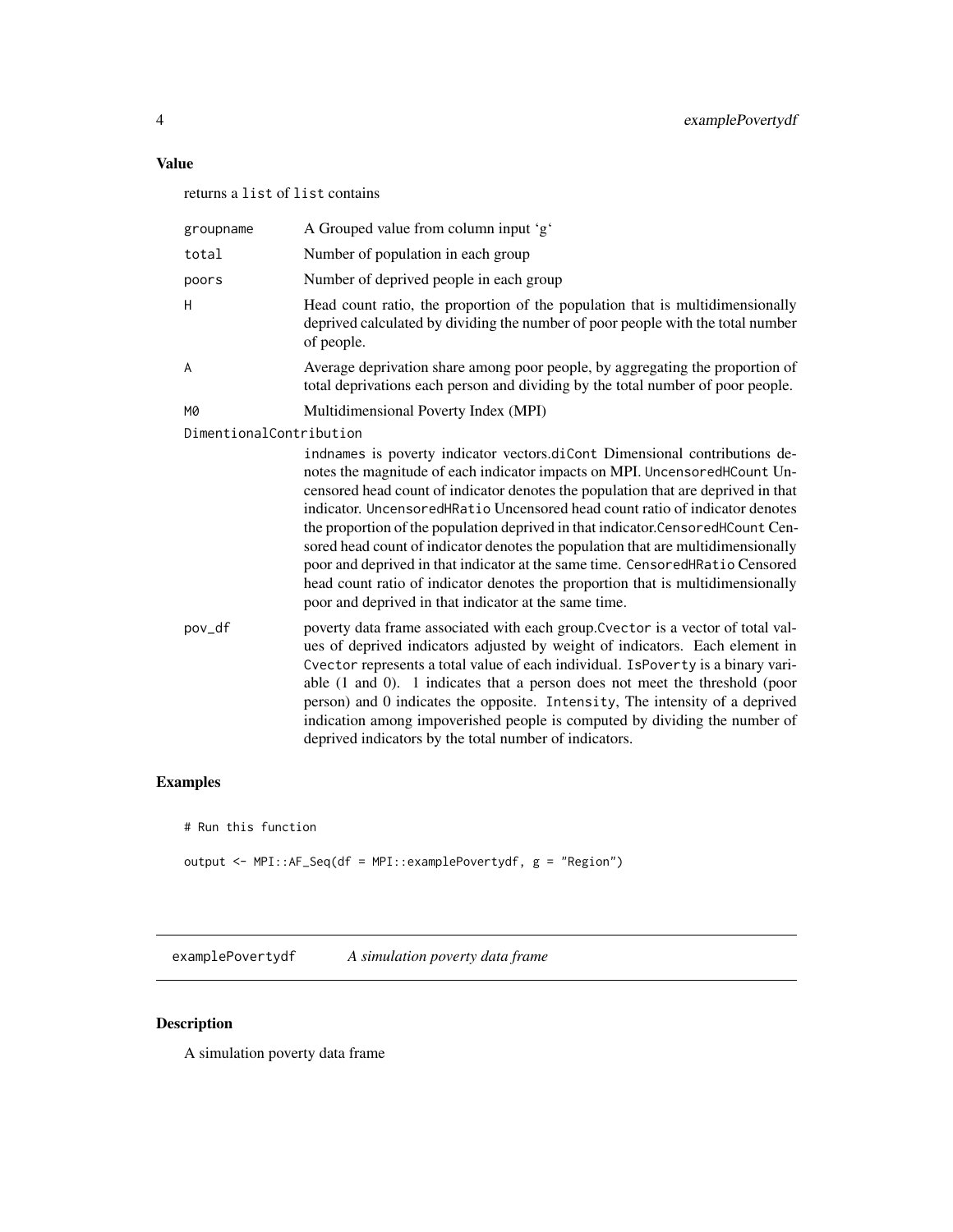### Value

returns a `list` of `list` contains

- `groupname` — A Grouped value from column input 'g'
- `total` — Number of population in each group
- `poors` — Number of deprived people in each group
- `H` — Head count ratio, the proportion of the population that is multidimensionally deprived calculated by dividing the number of poor people with the total number of people.
- `A` — Average deprivation share among poor people, by aggregating the proportion of total deprivations each person and dividing by the total number of poor people.
- `M0` — Multidimensional Poverty Index (MPI)
- `DimentionalContribution` — `indnames` is poverty indicator vectors.`diCont` Dimensional contributions denotes the magnitude of each indicator impacts on MPI. `UncensoredHCount` Uncensored head count of indicator denotes the population that are deprived in that indicator. `UncensoredHRatio` Uncensored head count ratio of indicator denotes the proportion of the population deprived in that indicator.`CensoredHCount` Censored head count of indicator denotes the population that are multidimensionally poor and deprived in that indicator at the same time. `CensoredHRatio` Censored head count ratio of indicator denotes the proportion that is multidimensionally poor and deprived in that indicator at the same time.
- `pov_df` — poverty data frame associated with each group.`Cvector` is a vector of total values of deprived indicators adjusted by weight of indicators. Each element in `Cvector` represents a total value of each individual. `IsPoverty` is a binary variable (1 and 0). 1 indicates that a person does not meet the threshold (poor person) and 0 indicates the opposite. `Intensity`, The intensity of a deprived indication among impoverished people is computed by dividing the number of deprived indicators by the total number of indicators.

### Examples

```
# Run this function

output <- MPI::AF_Seq(df = MPI::examplePovertydf, g = "Region")
```

---

## examplePovertydf — *A simulation poverty data frame*

---

### Description

A simulation poverty data frame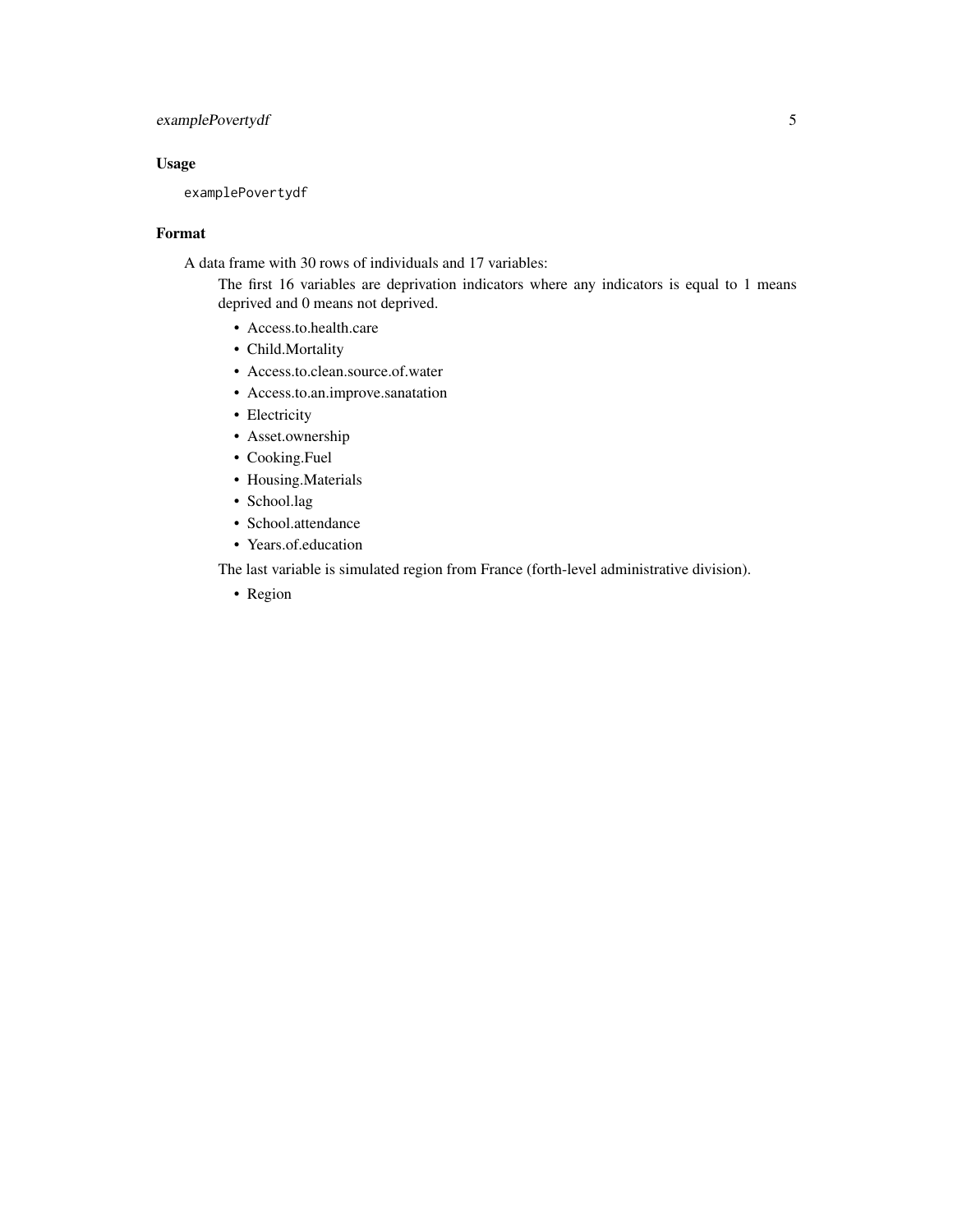### Usage

```
examplePovertydf
```

### Format

A data frame with 30 rows of individuals and 17 variables:

The first 16 variables are deprivation indicators where any indicators is equal to 1 means deprived and 0 means not deprived.

- Access.to.health.care
- Child.Mortality
- Access.to.clean.source.of.water
- Access.to.an.improve.sanatation
- Electricity
- Asset.ownership
- Cooking.Fuel
- Housing.Materials
- School.lag
- School.attendance
- Years.of.education

The last variable is simulated region from France (forth-level administrative division).

- Region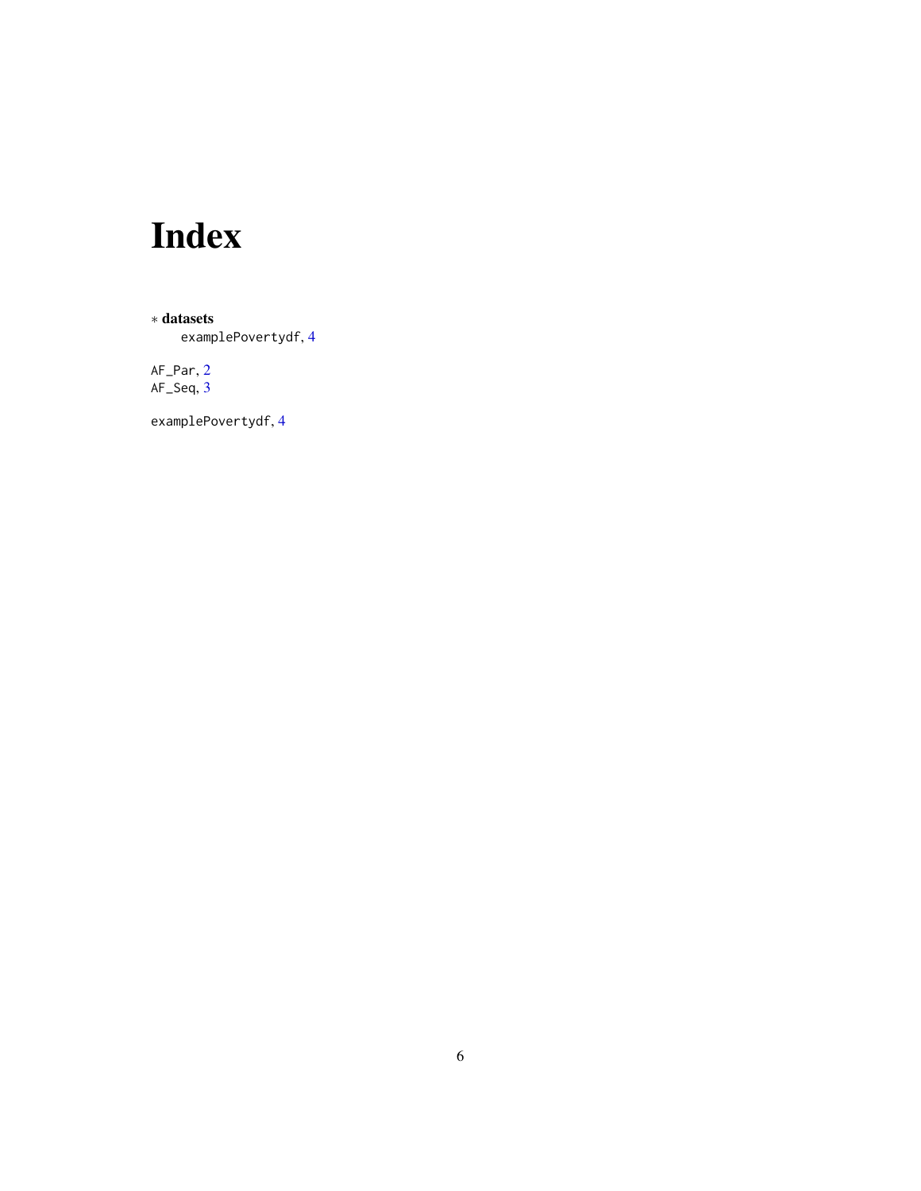# Index

∗ **datasets**
    examplePovertydf, 4

AF_Par, 2
AF_Seq, 3

examplePovertydf, 4